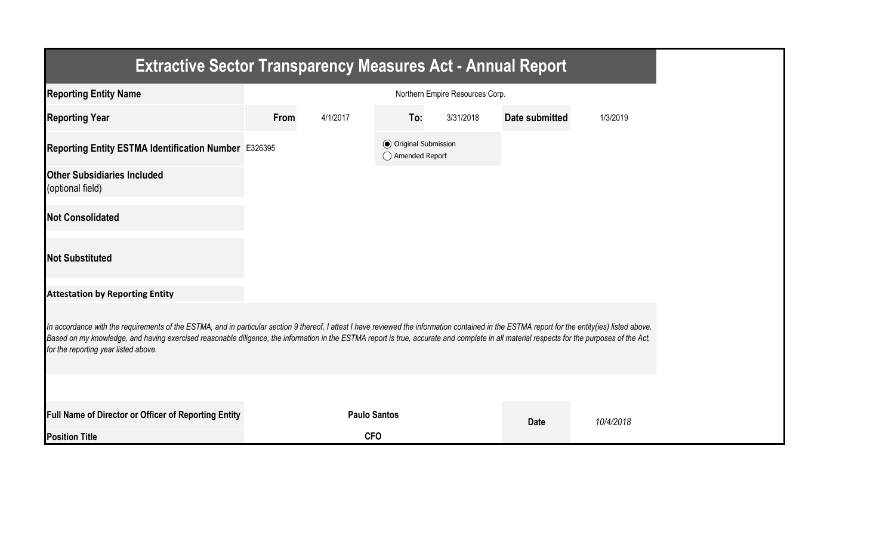# Extractive Sector Transparency Measures Act - Annual Report

| | | | | | | |
|---|---|---|---|---|---|---|
| **Reporting Entity Name** | Northern Empire Resources Corp. | | | | | |
| **Reporting Year** | **From** | 4/1/2017 | **To:** | 3/31/2018 | **Date submitted** | 1/3/2019 |
| **Reporting Entity ESTMA Identification Number** | E326395 | | ◉ Original Submission ◯ Amended Report | | | |
| **Other Subsidiaries Included** (optional field) | | | | | | |
| **Not Consolidated** | | | | | | |
| **Not Substituted** | | | | | | |

**Attestation by Reporting Entity**

*In accordance with the requirements of the ESTMA, and in particular section 9 thereof, I attest I have reviewed the information contained in the ESTMA report for the entity(ies) listed above. Based on my knowledge, and having exercised reasonable diligence, the information in the ESTMA report is true, accurate and complete in all material respects for the purposes of the Act, for the reporting year listed above.*

| | | | |
|---|---|---|---|
| **Full Name of Director or Officer of Reporting Entity** | **Paulo Santos** | **Date** | *10/4/2018* |
| **Position Title** | **CFO** | | |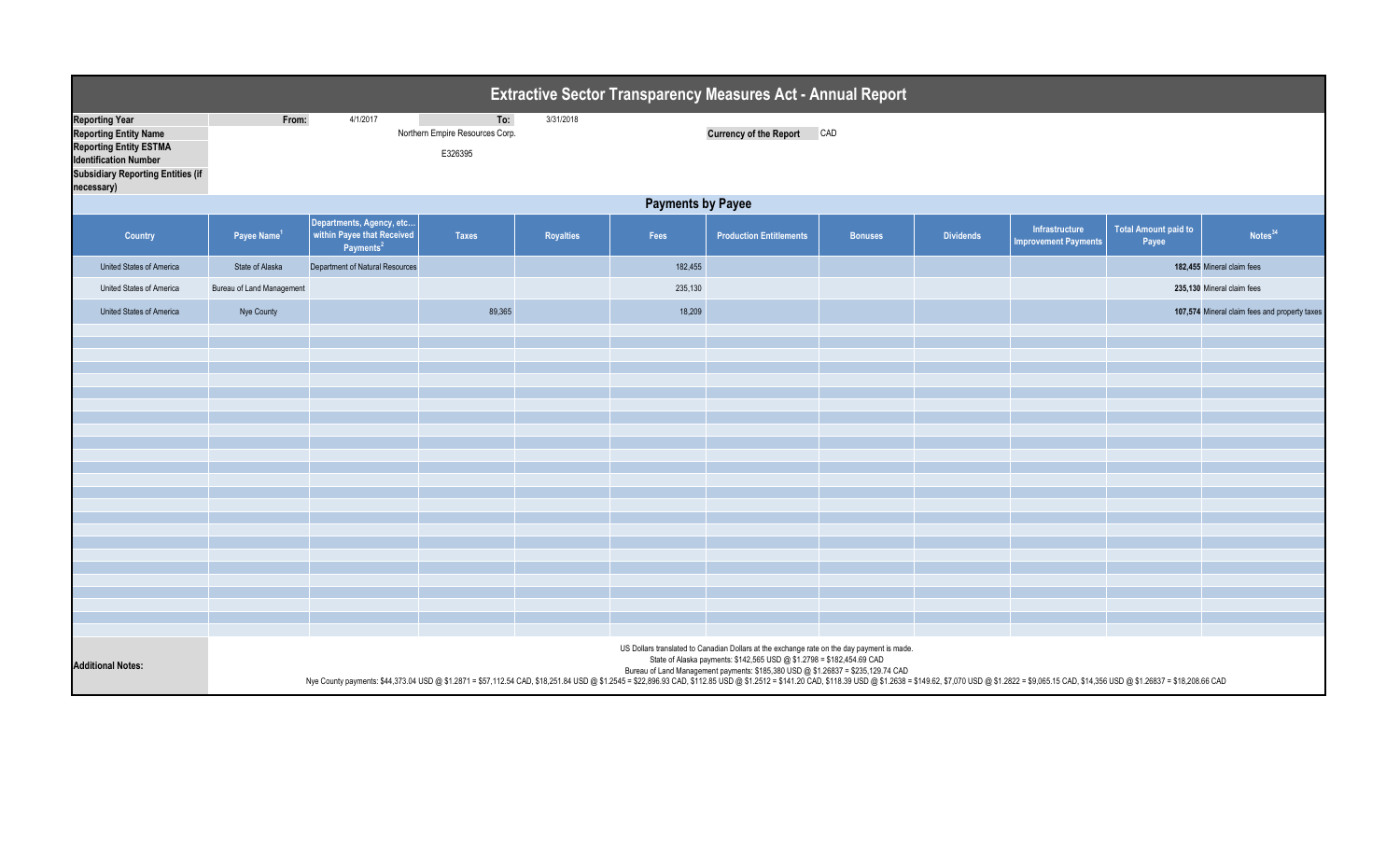# Extractive Sector Transparency Measures Act - Annual Report

| | | | | |
|---|---|---|---|---|
| **Reporting Year** | From: | 4/1/2017 | To: | 3/31/2018 |
| **Reporting Entity Name** | Northern Empire Resources Corp. | | **Currency of the Report** | CAD |
| **Reporting Entity ESTMA Identification Number** | E326395 | | | |
| **Subsidiary Reporting Entities (if necessary)** | | | | |

## Payments by Payee

| Country | Payee Name[1] | Departments, Agency, etc... within Payee that Received Payments[2] | Taxes | Royalties | Fees | Production Entitlements | Bonuses | Dividends | Infrastructure Improvement Payments | Total Amount paid to Payee | Notes[34] |
|---|---|---|---|---|---|---|---|---|---|---|---|
| United States of America | State of Alaska | Department of Natural Resources | | | 182,455 | | | | | 182,455 | Mineral claim fees |
| United States of America | Bureau of Land Management | | | | 235,130 | | | | | 235,130 | Mineral claim fees |
| United States of America | Nye County | | 89,365 | | 18,209 | | | | | 107,574 | Mineral claim fees and property taxes |

**Additional Notes:**

US Dollars translated to Canadian Dollars at the exchange rate on the day payment is made.
State of Alaska payments: $142,565 USD @ $1.2798 = $182,454.69 CAD
Bureau of Land Management payments: $185,380 USD @ $1.26837 = $235,129.74 CAD
Nye County payments: $44,373.04 USD @ $1.2871 = $57,112.54 CAD, $18,251.84 USD @ $1.2545 = $22,896.93 CAD, $112.85 USD @ $1.2512 = $141.20 CAD, $118.39 USD @ $1.2638 = $149.62, $7,070 USD @ $1.2822 = $9,065.15 CAD, $14,356 USD @ $1.26837 = $18,208.66 CAD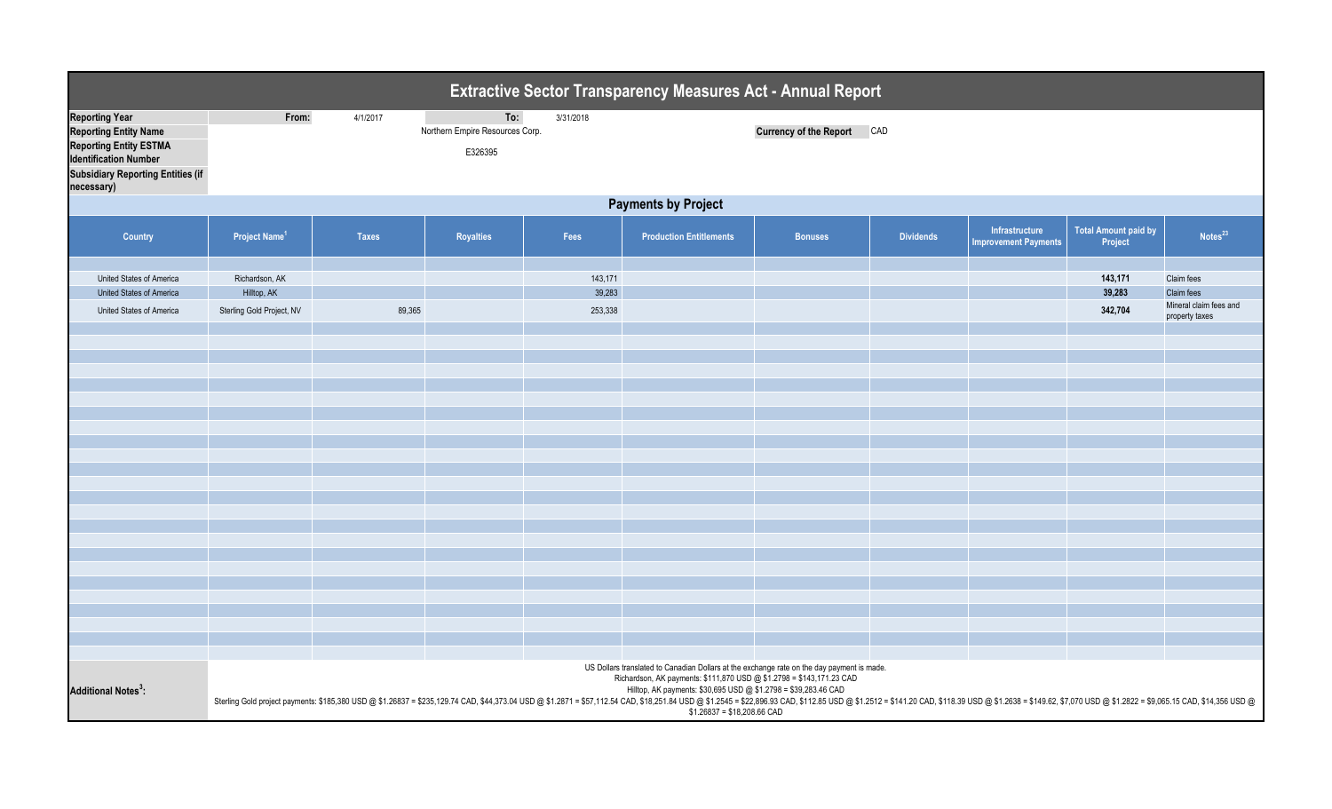# Extractive Sector Transparency Measures Act - Annual Report

| | | | | |
|---|---|---|---|---|
| **Reporting Year** | From: | 4/1/2017 | To: | 3/31/2018 |
| **Reporting Entity Name** | Northern Empire Resources Corp. | | **Currency of the Report** | CAD |
| **Reporting Entity ESTMA Identification Number** | E326395 | | | |
| **Subsidiary Reporting Entities (if necessary)** | | | | |

## Payments by Project

| Country | Project Name[1] | Taxes | Royalties | Fees | Production Entitlements | Bonuses | Dividends | Infrastructure Improvement Payments | Total Amount paid by Project | Notes[23] |
|---|---|---|---|---|---|---|---|---|---|---|
| United States of America | Richardson, AK | | | 143,171 | | | | | **143,171** | Claim fees |
| United States of America | Hilltop, AK | | | 39,283 | | | | | **39,283** | Claim fees |
| United States of America | Sterling Gold Project, NV | 89,365 | | 253,338 | | | | | **342,704** | Mineral claim fees and property taxes |

**Additional Notes[3]:**

US Dollars translated to Canadian Dollars at the exchange rate on the day payment is made.

Richardson, AK payments: $111,870 USD @ $1.2798 = $143,171.23 CAD

Hilltop, AK payments: $30,695 USD @ $1.2798 = $39,283.46 CAD

Sterling Gold project payments: $185,380 USD @ $1.26837 = $235,129.74 CAD, $44,373.04 USD @ $1.2871 = $57,112.54 CAD, $18,251.84 USD @ $1.2545 = $22,896.93 CAD, $112.85 USD @ $1.2512 = $141.20 CAD, $118.39 USD @ $1.2638 = $149.62, $7,070 USD @ $1.2822 = $9,065.15 CAD, $14,356 USD @ $1.26837 = $18,208.66 CAD